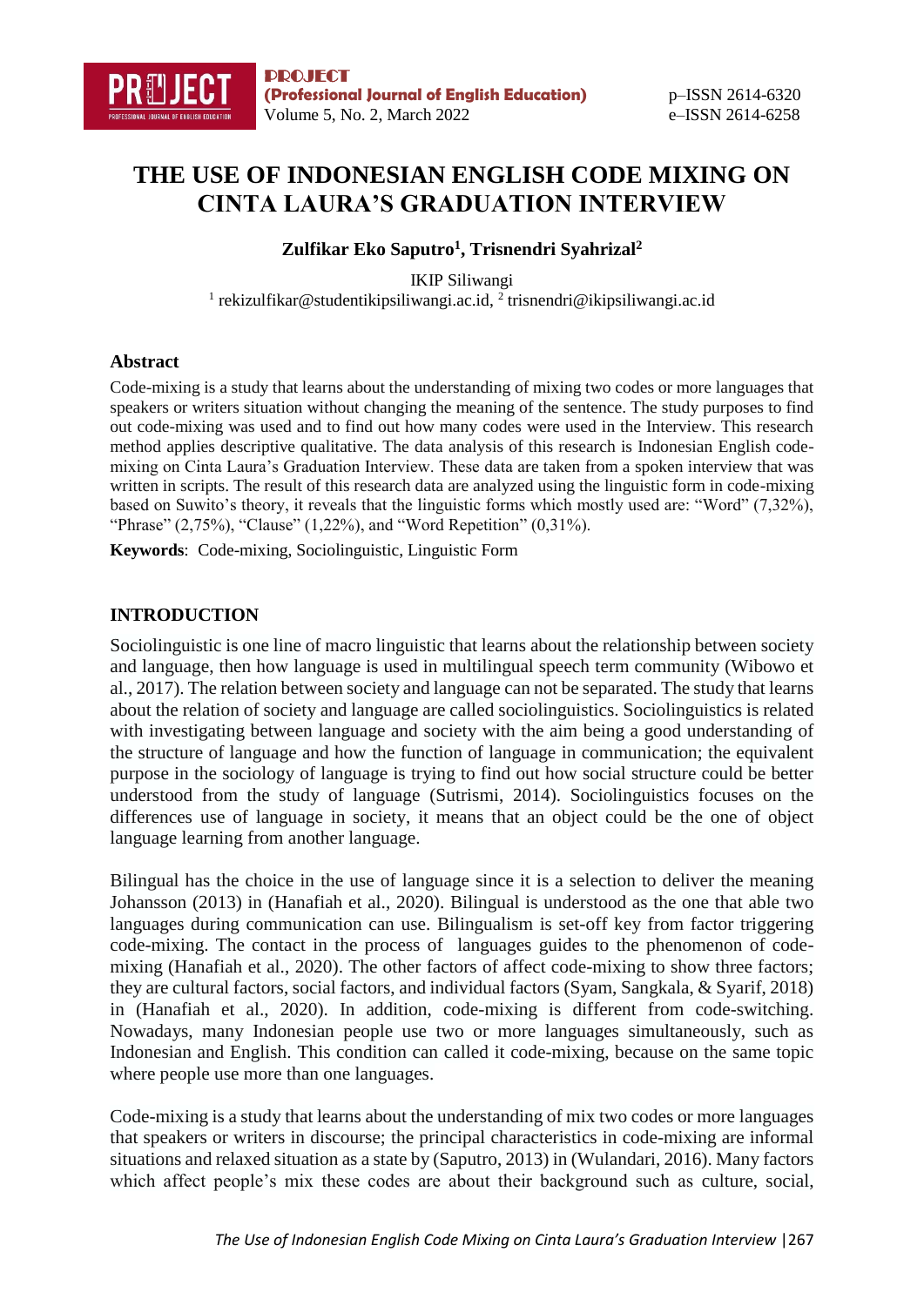# THE USE OF INDONESIAN ENGLISH CODE MIXING ON CINTA LAURA'S GRADUATION INTERVIEW

**Zulfikar Eko Saputro[1], Trisnendri Syahrizal[2]**

IKIP Siliwangi
[1] rekizulfikar@studentikipsiliwangi.ac.id, [2] trisnendri@ikipsiliwangi.ac.id

### Abstract

Code-mixing is a study that learns about the understanding of mixing two codes or more languages that speakers or writers situation without changing the meaning of the sentence. The study purposes to find out code-mixing was used and to find out how many codes were used in the Interview. This research method applies descriptive qualitative. The data analysis of this research is Indonesian English code-mixing on Cinta Laura's Graduation Interview. These data are taken from a spoken interview that was written in scripts. The result of this research data are analyzed using the linguistic form in code-mixing based on Suwito's theory, it reveals that the linguistic forms which mostly used are: "Word" (7,32%), "Phrase" (2,75%), "Clause" (1,22%), and "Word Repetition" (0,31%).

**Keywords**: Code-mixing, Sociolinguistic, Linguistic Form

## INTRODUCTION

Sociolinguistic is one line of macro linguistic that learns about the relationship between society and language, then how language is used in multilingual speech term community (Wibowo et al., 2017). The relation between society and language can not be separated. The study that learns about the relation of society and language are called sociolinguistics. Sociolinguistics is related with investigating between language and society with the aim being a good understanding of the structure of language and how the function of language in communication; the equivalent purpose in the sociology of language is trying to find out how social structure could be better understood from the study of language (Sutrismi, 2014). Sociolinguistics focuses on the differences use of language in society, it means that an object could be the one of object language learning from another language.

Bilingual has the choice in the use of language since it is a selection to deliver the meaning Johansson (2013) in (Hanafiah et al., 2020). Bilingual is understood as the one that able two languages during communication can use. Bilingualism is set-off key from factor triggering code-mixing. The contact in the process of languages guides to the phenomenon of code-mixing (Hanafiah et al., 2020). The other factors of affect code-mixing to show three factors; they are cultural factors, social factors, and individual factors (Syam, Sangkala, & Syarif, 2018) in (Hanafiah et al., 2020). In addition, code-mixing is different from code-switching. Nowadays, many Indonesian people use two or more languages simultaneously, such as Indonesian and English. This condition can called it code-mixing, because on the same topic where people use more than one languages.

Code-mixing is a study that learns about the understanding of mix two codes or more languages that speakers or writers in discourse; the principal characteristics in code-mixing are informal situations and relaxed situation as a state by (Saputro, 2013) in (Wulandari, 2016). Many factors which affect people's mix these codes are about their background such as culture, social,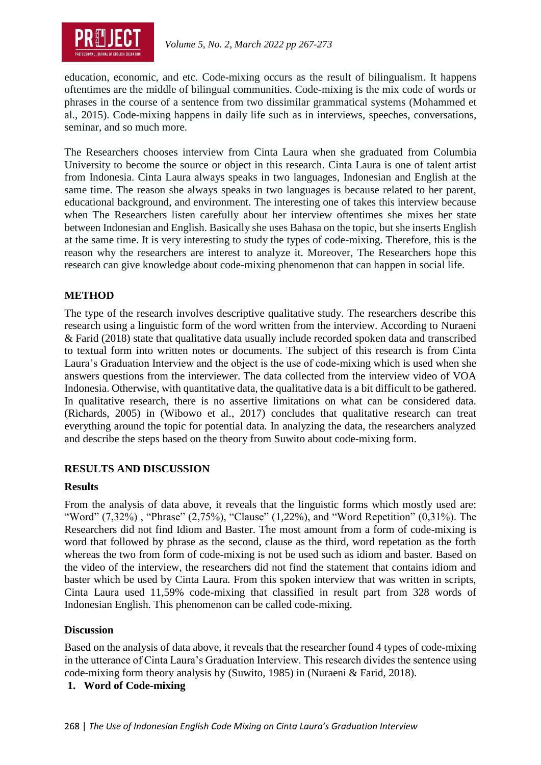education, economic, and etc. Code-mixing occurs as the result of bilingualism. It happens oftentimes are the middle of bilingual communities. Code-mixing is the mix code of words or phrases in the course of a sentence from two dissimilar grammatical systems (Mohammed et al., 2015). Code-mixing happens in daily life such as in interviews, speeches, conversations, seminar, and so much more.

The Researchers chooses interview from Cinta Laura when she graduated from Columbia University to become the source or object in this research. Cinta Laura is one of talent artist from Indonesia. Cinta Laura always speaks in two languages, Indonesian and English at the same time. The reason she always speaks in two languages is because related to her parent, educational background, and environment. The interesting one of takes this interview because when The Researchers listen carefully about her interview oftentimes she mixes her state between Indonesian and English. Basically she uses Bahasa on the topic, but she inserts English at the same time. It is very interesting to study the types of code-mixing. Therefore, this is the reason why the researchers are interest to analyze it. Moreover, The Researchers hope this research can give knowledge about code-mixing phenomenon that can happen in social life.

## METHOD

The type of the research involves descriptive qualitative study. The researchers describe this research using a linguistic form of the word written from the interview. According to Nuraeni & Farid (2018) state that qualitative data usually include recorded spoken data and transcribed to textual form into written notes or documents. The subject of this research is from Cinta Laura's Graduation Interview and the object is the use of code-mixing which is used when she answers questions from the interviewer. The data collected from the interview video of VOA Indonesia. Otherwise, with quantitative data, the qualitative data is a bit difficult to be gathered. In qualitative research, there is no assertive limitations on what can be considered data. (Richards, 2005) in (Wibowo et al., 2017) concludes that qualitative research can treat everything around the topic for potential data. In analyzing the data, the researchers analyzed and describe the steps based on the theory from Suwito about code-mixing form.

## RESULTS AND DISCUSSION

### Results

From the analysis of data above, it reveals that the linguistic forms which mostly used are: "Word" (7,32%) , "Phrase" (2,75%), "Clause" (1,22%), and "Word Repetition" (0,31%). The Researchers did not find Idiom and Baster. The most amount from a form of code-mixing is word that followed by phrase as the second, clause as the third, word repetation as the forth whereas the two from form of code-mixing is not be used such as idiom and baster. Based on the video of the interview, the researchers did not find the statement that contains idiom and baster which be used by Cinta Laura. From this spoken interview that was written in scripts, Cinta Laura used 11,59% code-mixing that classified in result part from 328 words of Indonesian English. This phenomenon can be called code-mixing.

### Discussion

Based on the analysis of data above, it reveals that the researcher found 4 types of code-mixing in the utterance of Cinta Laura's Graduation Interview. This research divides the sentence using code-mixing form theory analysis by (Suwito, 1985) in (Nuraeni & Farid, 2018).

1. **Word of Code-mixing**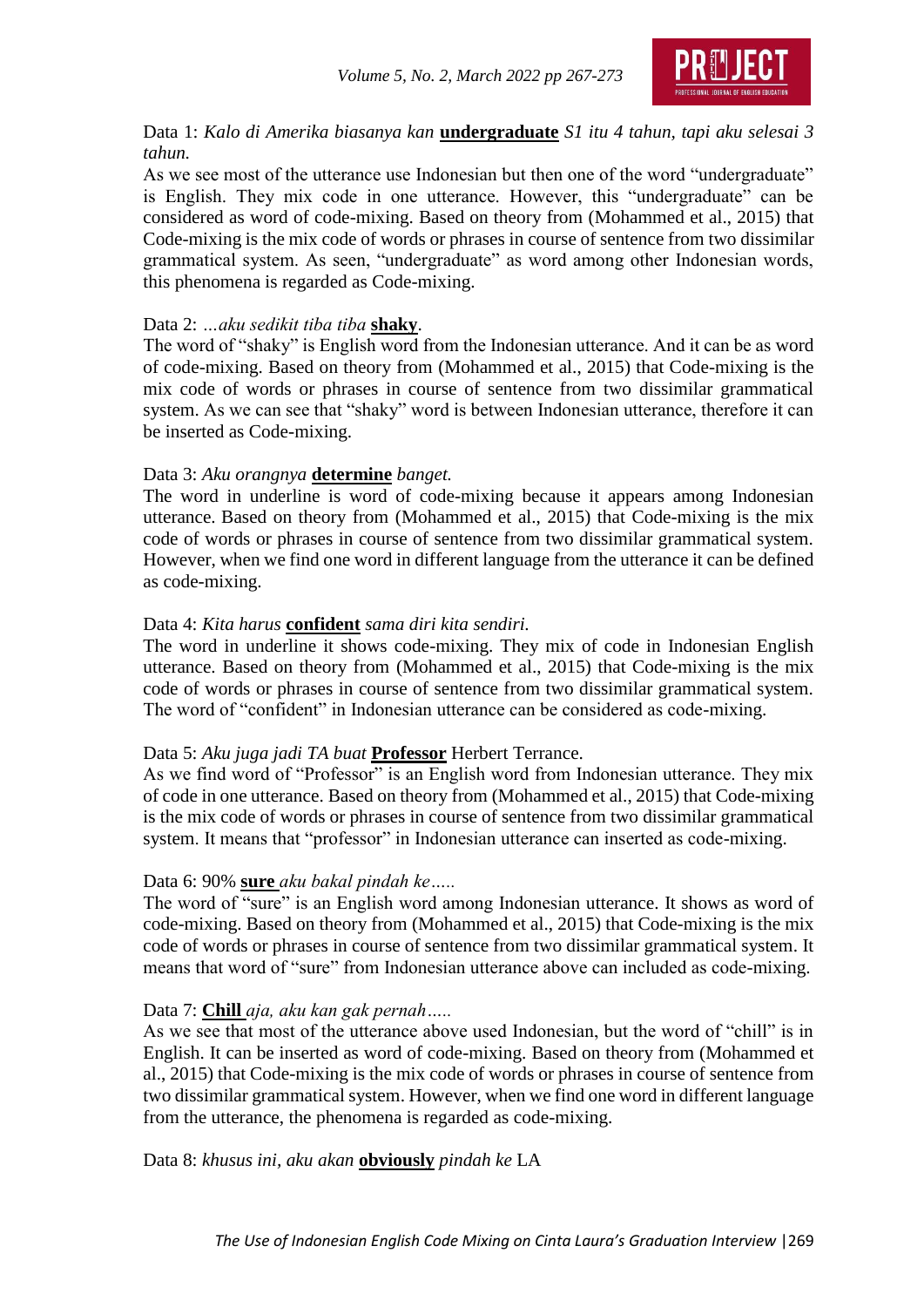Data 1: *Kalo di Amerika biasanya kan* **undergraduate** *S1 itu 4 tahun, tapi aku selesai 3 tahun.*

As we see most of the utterance use Indonesian but then one of the word "undergraduate" is English. They mix code in one utterance. However, this "undergraduate" can be considered as word of code-mixing. Based on theory from (Mohammed et al., 2015) that Code-mixing is the mix code of words or phrases in course of sentence from two dissimilar grammatical system. As seen, "undergraduate" as word among other Indonesian words, this phenomena is regarded as Code-mixing.

Data 2: *…aku sedikit tiba tiba* **shaky**.

The word of "shaky" is English word from the Indonesian utterance. And it can be as word of code-mixing. Based on theory from (Mohammed et al., 2015) that Code-mixing is the mix code of words or phrases in course of sentence from two dissimilar grammatical system. As we can see that "shaky" word is between Indonesian utterance, therefore it can be inserted as Code-mixing.

Data 3: *Aku orangnya* **determine** *banget.*

The word in underline is word of code-mixing because it appears among Indonesian utterance. Based on theory from (Mohammed et al., 2015) that Code-mixing is the mix code of words or phrases in course of sentence from two dissimilar grammatical system. However, when we find one word in different language from the utterance it can be defined as code-mixing.

Data 4: *Kita harus* **confident** *sama diri kita sendiri.*

The word in underline it shows code-mixing. They mix of code in Indonesian English utterance. Based on theory from (Mohammed et al., 2015) that Code-mixing is the mix code of words or phrases in course of sentence from two dissimilar grammatical system. The word of "confident" in Indonesian utterance can be considered as code-mixing.

Data 5: *Aku juga jadi TA buat* **Professor** Herbert Terrance.

As we find word of "Professor" is an English word from Indonesian utterance. They mix of code in one utterance. Based on theory from (Mohammed et al., 2015) that Code-mixing is the mix code of words or phrases in course of sentence from two dissimilar grammatical system. It means that "professor" in Indonesian utterance can inserted as code-mixing.

Data 6: 90% **sure** *aku bakal pindah ke…..*

The word of "sure" is an English word among Indonesian utterance. It shows as word of code-mixing. Based on theory from (Mohammed et al., 2015) that Code-mixing is the mix code of words or phrases in course of sentence from two dissimilar grammatical system. It means that word of "sure" from Indonesian utterance above can included as code-mixing.

Data 7: **Chill** *aja, aku kan gak pernah…..*

As we see that most of the utterance above used Indonesian, but the word of "chill" is in English. It can be inserted as word of code-mixing. Based on theory from (Mohammed et al., 2015) that Code-mixing is the mix code of words or phrases in course of sentence from two dissimilar grammatical system. However, when we find one word in different language from the utterance, the phenomena is regarded as code-mixing.

Data 8: *khusus ini, aku akan* **obviously** *pindah ke* LA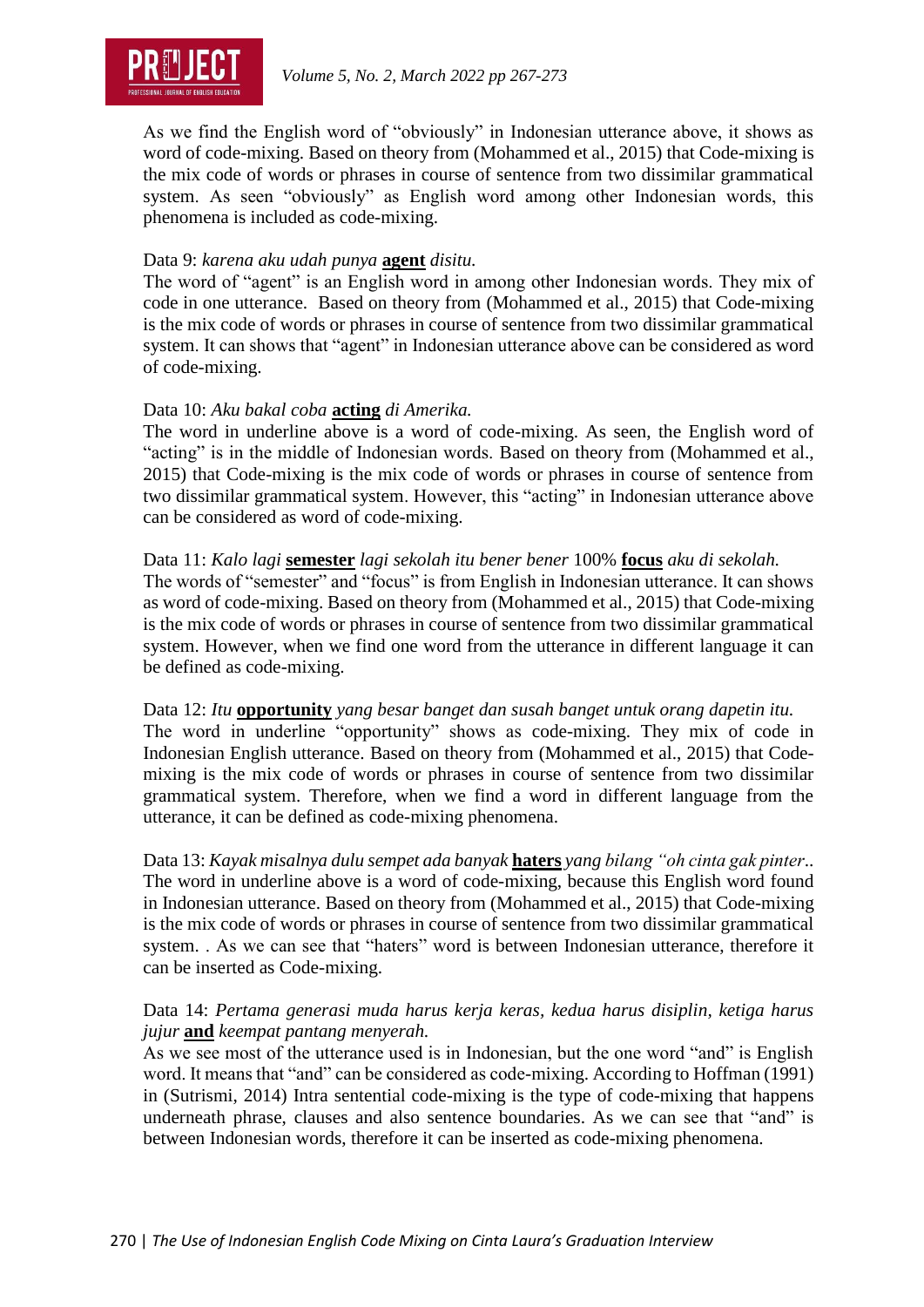As we find the English word of "obviously" in Indonesian utterance above, it shows as word of code-mixing. Based on theory from (Mohammed et al., 2015) that Code-mixing is the mix code of words or phrases in course of sentence from two dissimilar grammatical system. As seen "obviously" as English word among other Indonesian words, this phenomena is included as code-mixing.

Data 9: *karena aku udah punya* **agent** *disitu.*
The word of "agent" is an English word in among other Indonesian words. They mix of code in one utterance. Based on theory from (Mohammed et al., 2015) that Code-mixing is the mix code of words or phrases in course of sentence from two dissimilar grammatical system. It can shows that "agent" in Indonesian utterance above can be considered as word of code-mixing.

Data 10: *Aku bakal coba* **acting** *di Amerika.*
The word in underline above is a word of code-mixing. As seen, the English word of "acting" is in the middle of Indonesian words. Based on theory from (Mohammed et al., 2015) that Code-mixing is the mix code of words or phrases in course of sentence from two dissimilar grammatical system. However, this "acting" in Indonesian utterance above can be considered as word of code-mixing.

Data 11: *Kalo lagi* **semester** *lagi sekolah itu bener bener* 100% **focus** *aku di sekolah.*
The words of "semester" and "focus" is from English in Indonesian utterance. It can shows as word of code-mixing. Based on theory from (Mohammed et al., 2015) that Code-mixing is the mix code of words or phrases in course of sentence from two dissimilar grammatical system. However, when we find one word from the utterance in different language it can be defined as code-mixing.

Data 12: *Itu* **opportunity** *yang besar banget dan susah banget untuk orang dapetin itu.*
The word in underline "opportunity" shows as code-mixing. They mix of code in Indonesian English utterance. Based on theory from (Mohammed et al., 2015) that Code-mixing is the mix code of words or phrases in course of sentence from two dissimilar grammatical system. Therefore, when we find a word in different language from the utterance, it can be defined as code-mixing phenomena.

Data 13: *Kayak misalnya dulu sempet ada banyak* **haters** *yang bilang "oh cinta gak pinter..*
The word in underline above is a word of code-mixing, because this English word found in Indonesian utterance. Based on theory from (Mohammed et al., 2015) that Code-mixing is the mix code of words or phrases in course of sentence from two dissimilar grammatical system. . As we can see that "haters" word is between Indonesian utterance, therefore it can be inserted as Code-mixing.

Data 14: *Pertama generasi muda harus kerja keras, kedua harus disiplin, ketiga harus jujur* **and** *keempat pantang menyerah.*
As we see most of the utterance used is in Indonesian, but the one word "and" is English word. It means that "and" can be considered as code-mixing. According to Hoffman (1991) in (Sutrismi, 2014) Intra sentential code-mixing is the type of code-mixing that happens underneath phrase, clauses and also sentence boundaries. As we can see that "and" is between Indonesian words, therefore it can be inserted as code-mixing phenomena.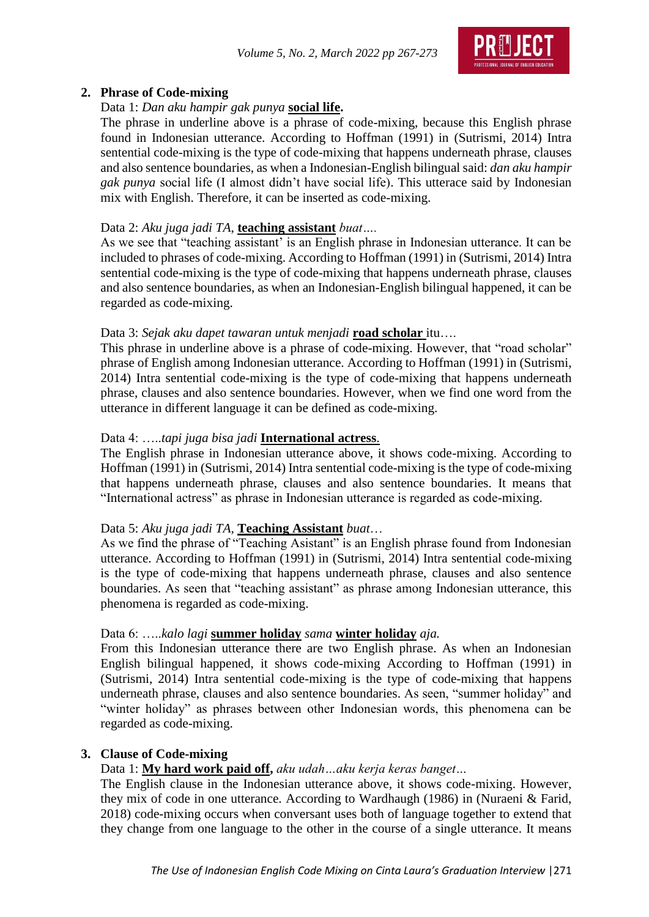## 2. Phrase of Code-mixing

Data 1: *Dan aku hampir gak punya* **social life.**

The phrase in underline above is a phrase of code-mixing, because this English phrase found in Indonesian utterance. According to Hoffman (1991) in (Sutrismi, 2014) Intra sentential code-mixing is the type of code-mixing that happens underneath phrase, clauses and also sentence boundaries, as when a Indonesian-English bilingual said: *dan aku hampir gak punya* social life (I almost didn't have social life). This utterace said by Indonesian mix with English. Therefore, it can be inserted as code-mixing.

Data 2: *Aku juga jadi TA,* **teaching assistant** *buat….*

As we see that "teaching assistant' is an English phrase in Indonesian utterance. It can be included to phrases of code-mixing. According to Hoffman (1991) in (Sutrismi, 2014) Intra sentential code-mixing is the type of code-mixing that happens underneath phrase, clauses and also sentence boundaries, as when an Indonesian-English bilingual happened, it can be regarded as code-mixing.

Data 3: *Sejak aku dapet tawaran untuk menjadi* **road scholar** itu….

This phrase in underline above is a phrase of code-mixing. However, that "road scholar" phrase of English among Indonesian utterance. According to Hoffman (1991) in (Sutrismi, 2014) Intra sentential code-mixing is the type of code-mixing that happens underneath phrase, clauses and also sentence boundaries. However, when we find one word from the utterance in different language it can be defined as code-mixing.

Data 4: …..*tapi juga bisa jadi* **International actress**.

The English phrase in Indonesian utterance above, it shows code-mixing. According to Hoffman (1991) in (Sutrismi, 2014) Intra sentential code-mixing is the type of code-mixing that happens underneath phrase, clauses and also sentence boundaries. It means that "International actress" as phrase in Indonesian utterance is regarded as code-mixing.

Data 5: *Aku juga jadi TA,* **Teaching Assistant** *buat…*

As we find the phrase of "Teaching Asistant" is an English phrase found from Indonesian utterance. According to Hoffman (1991) in (Sutrismi, 2014) Intra sentential code-mixing is the type of code-mixing that happens underneath phrase, clauses and also sentence boundaries. As seen that "teaching assistant" as phrase among Indonesian utterance, this phenomena is regarded as code-mixing.

Data 6: …..*kalo lagi* **summer holiday** *sama* **winter holiday** *aja.*

From this Indonesian utterance there are two English phrase. As when an Indonesian English bilingual happened, it shows code-mixing According to Hoffman (1991) in (Sutrismi, 2014) Intra sentential code-mixing is the type of code-mixing that happens underneath phrase, clauses and also sentence boundaries. As seen, "summer holiday" and "winter holiday" as phrases between other Indonesian words, this phenomena can be regarded as code-mixing.

## 3. Clause of Code-mixing

Data 1: **My hard work paid off,** *aku udah…aku kerja keras banget…*

The English clause in the Indonesian utterance above, it shows code-mixing. However, they mix of code in one utterance. According to Wardhaugh (1986) in (Nuraeni & Farid, 2018) code-mixing occurs when conversant uses both of language together to extend that they change from one language to the other in the course of a single utterance. It means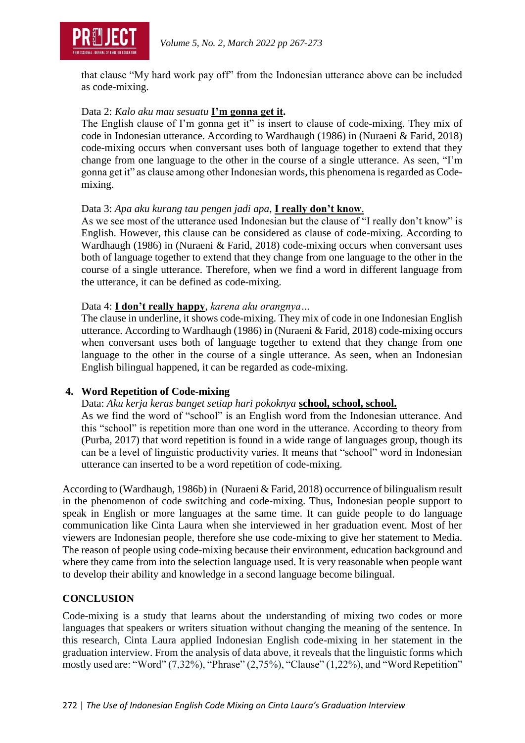that clause "My hard work pay off" from the Indonesian utterance above can be included as code-mixing.

Data 2: *Kalo aku mau sesuatu* **<u>I'm gonna get it</u>.**

The English clause of I'm gonna get it" is insert to clause of code-mixing. They mix of code in Indonesian utterance. According to Wardhaugh (1986) in (Nuraeni & Farid, 2018) code-mixing occurs when conversant uses both of language together to extend that they change from one language to the other in the course of a single utterance. As seen, "I'm gonna get it" as clause among other Indonesian words, this phenomena is regarded as Code-mixing.

Data 3: *Apa aku kurang tau pengen jadi apa*, **<u>I really don't know</u>**.

As we see most of the utterance used Indonesian but the clause of "I really don't know" is English. However, this clause can be considered as clause of code-mixing. According to Wardhaugh (1986) in (Nuraeni & Farid, 2018) code-mixing occurs when conversant uses both of language together to extend that they change from one language to the other in the course of a single utterance. Therefore, when we find a word in different language from the utterance, it can be defined as code-mixing.

Data 4: **<u>I don't really happy</u>**, *karena aku orangnya…*

The clause in underline, it shows code-mixing. They mix of code in one Indonesian English utterance. According to Wardhaugh (1986) in (Nuraeni & Farid, 2018) code-mixing occurs when conversant uses both of language together to extend that they change from one language to the other in the course of a single utterance. As seen, when an Indonesian English bilingual happened, it can be regarded as code-mixing.

**4. Word Repetition of Code-mixing**

Data: *Aku kerja keras banget setiap hari pokoknya* **<u>school, school, school.</u>**

As we find the word of "school" is an English word from the Indonesian utterance. And this "school" is repetition more than one word in the utterance. According to theory from (Purba, 2017) that word repetition is found in a wide range of languages group, though its can be a level of linguistic productivity varies. It means that "school" word in Indonesian utterance can inserted to be a word repetition of code-mixing.

According to (Wardhaugh, 1986b) in (Nuraeni & Farid, 2018) occurrence of bilingualism result in the phenomenon of code switching and code-mixing. Thus, Indonesian people support to speak in English or more languages at the same time. It can guide people to do language communication like Cinta Laura when she interviewed in her graduation event. Most of her viewers are Indonesian people, therefore she use code-mixing to give her statement to Media. The reason of people using code-mixing because their environment, education background and where they came from into the selection language used. It is very reasonable when people want to develop their ability and knowledge in a second language become bilingual.

## CONCLUSION

Code-mixing is a study that learns about the understanding of mixing two codes or more languages that speakers or writers situation without changing the meaning of the sentence. In this research, Cinta Laura applied Indonesian English code-mixing in her statement in the graduation interview. From the analysis of data above, it reveals that the linguistic forms which mostly used are: "Word" (7,32%), "Phrase" (2,75%), "Clause" (1,22%), and "Word Repetition"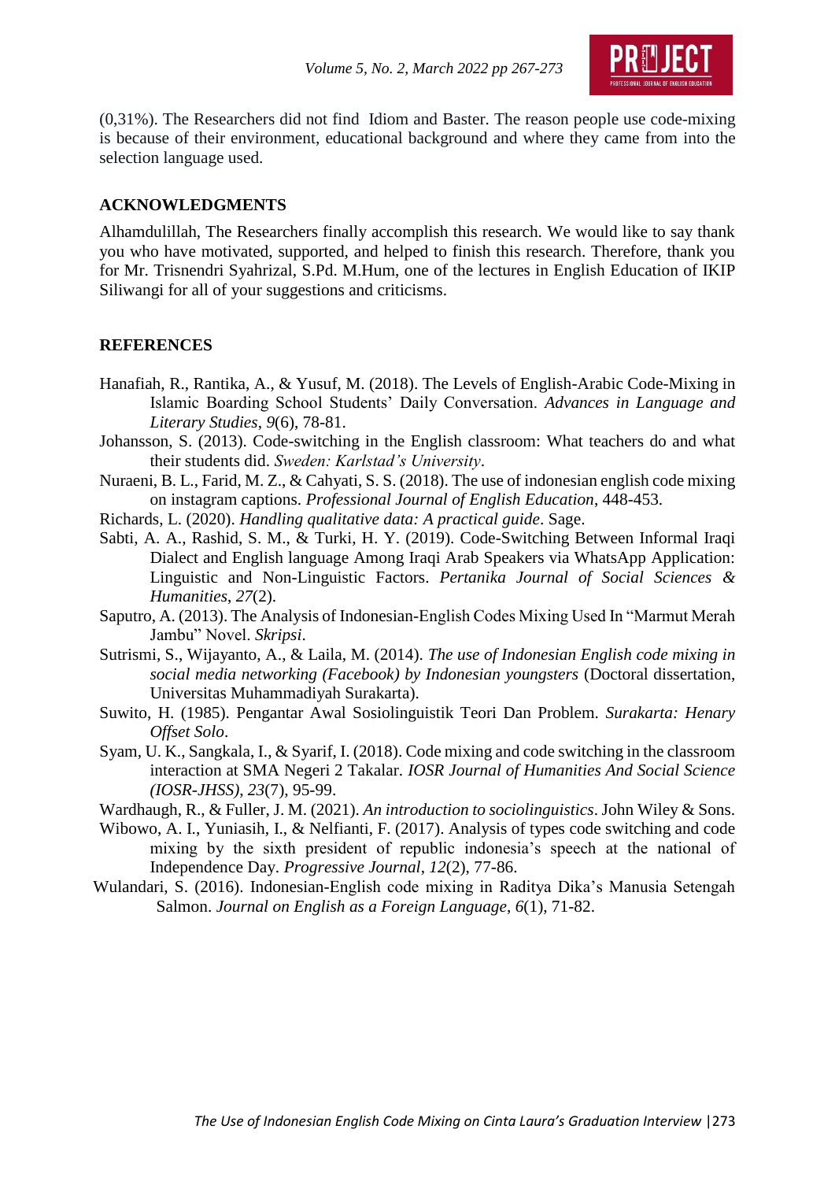(0,31%). The Researchers did not find Idiom and Baster. The reason people use code-mixing is because of their environment, educational background and where they came from into the selection language used.

## ACKNOWLEDGMENTS

Alhamdulillah, The Researchers finally accomplish this research. We would like to say thank you who have motivated, supported, and helped to finish this research. Therefore, thank you for Mr. Trisnendri Syahrizal, S.Pd. M.Hum, one of the lectures in English Education of IKIP Siliwangi for all of your suggestions and criticisms.

## REFERENCES

Hanafiah, R., Rantika, A., & Yusuf, M. (2018). The Levels of English-Arabic Code-Mixing in Islamic Boarding School Students' Daily Conversation. *Advances in Language and Literary Studies*, *9*(6), 78-81.

Johansson, S. (2013). Code-switching in the English classroom: What teachers do and what their students did. *Sweden: Karlstad's University*.

Nuraeni, B. L., Farid, M. Z., & Cahyati, S. S. (2018). The use of indonesian english code mixing on instagram captions. *Professional Journal of English Education*, 448-453.

Richards, L. (2020). *Handling qualitative data: A practical guide*. Sage.

Sabti, A. A., Rashid, S. M., & Turki, H. Y. (2019). Code-Switching Between Informal Iraqi Dialect and English language Among Iraqi Arab Speakers via WhatsApp Application: Linguistic and Non-Linguistic Factors. *Pertanika Journal of Social Sciences & Humanities*, *27*(2).

Saputro, A. (2013). The Analysis of Indonesian-English Codes Mixing Used In "Marmut Merah Jambu" Novel. *Skripsi*.

Sutrismi, S., Wijayanto, A., & Laila, M. (2014). *The use of Indonesian English code mixing in social media networking (Facebook) by Indonesian youngsters* (Doctoral dissertation, Universitas Muhammadiyah Surakarta).

Suwito, H. (1985). Pengantar Awal Sosiolinguistik Teori Dan Problem. *Surakarta: Henary Offset Solo*.

Syam, U. K., Sangkala, I., & Syarif, I. (2018). Code mixing and code switching in the classroom interaction at SMA Negeri 2 Takalar. *IOSR Journal of Humanities And Social Science (IOSR-JHSS)*, *23*(7), 95-99.

Wardhaugh, R., & Fuller, J. M. (2021). *An introduction to sociolinguistics*. John Wiley & Sons.

Wibowo, A. I., Yuniasih, I., & Nelfianti, F. (2017). Analysis of types code switching and code mixing by the sixth president of republic indonesia's speech at the national of Independence Day. *Progressive Journal*, *12*(2), 77-86.

Wulandari, S. (2016). Indonesian-English code mixing in Raditya Dika's Manusia Setengah Salmon. *Journal on English as a Foreign Language*, *6*(1), 71-82.